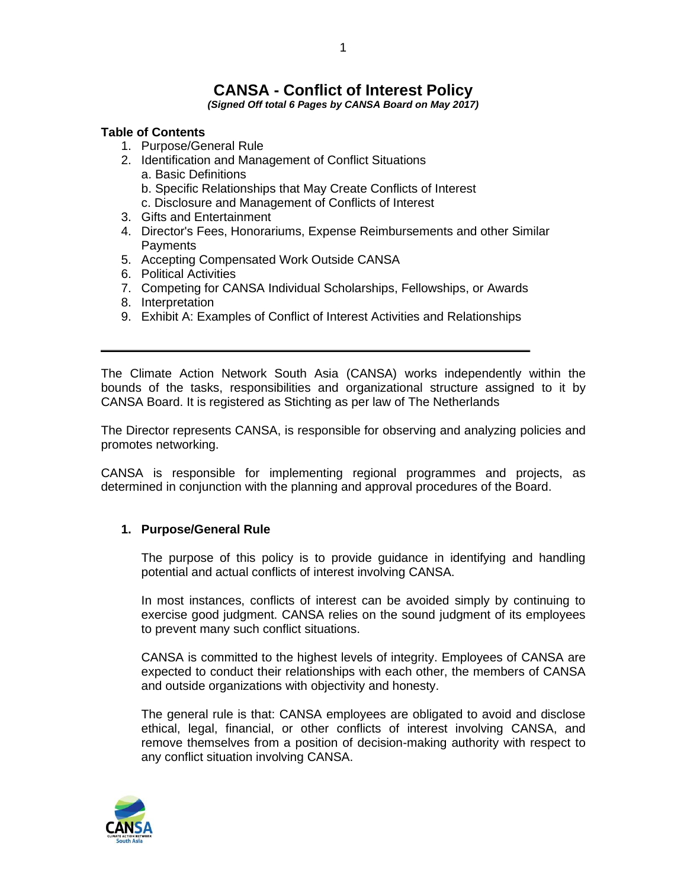# CANSA - Conflict of Interest Policy

***(Signed Off total 6 Pages by CANSA Board on May 2017)***

**Table of Contents**

1. Purpose/General Rule
2. Identification and Management of Conflict Situations
   a. Basic Definitions
   b. Specific Relationships that May Create Conflicts of Interest
   c. Disclosure and Management of Conflicts of Interest
3. Gifts and Entertainment
4. Director's Fees, Honorariums, Expense Reimbursements and other Similar Payments
5. Accepting Compensated Work Outside CANSA
6. Political Activities
7. Competing for CANSA Individual Scholarships, Fellowships, or Awards
8. Interpretation
9. Exhibit A: Examples of Conflict of Interest Activities and Relationships

---

The Climate Action Network South Asia (CANSA) works independently within the bounds of the tasks, responsibilities and organizational structure assigned to it by CANSA Board. It is registered as Stichting as per law of The Netherlands

The Director represents CANSA, is responsible for observing and analyzing policies and promotes networking.

CANSA is responsible for implementing regional programmes and projects, as determined in conjunction with the planning and approval procedures of the Board.

## 1. Purpose/General Rule

The purpose of this policy is to provide guidance in identifying and handling potential and actual conflicts of interest involving CANSA.

In most instances, conflicts of interest can be avoided simply by continuing to exercise good judgment. CANSA relies on the sound judgment of its employees to prevent many such conflict situations.

CANSA is committed to the highest levels of integrity. Employees of CANSA are expected to conduct their relationships with each other, the members of CANSA and outside organizations with objectivity and honesty.

The general rule is that: CANSA employees are obligated to avoid and disclose ethical, legal, financial, or other conflicts of interest involving CANSA, and remove themselves from a position of decision-making authority with respect to any conflict situation involving CANSA.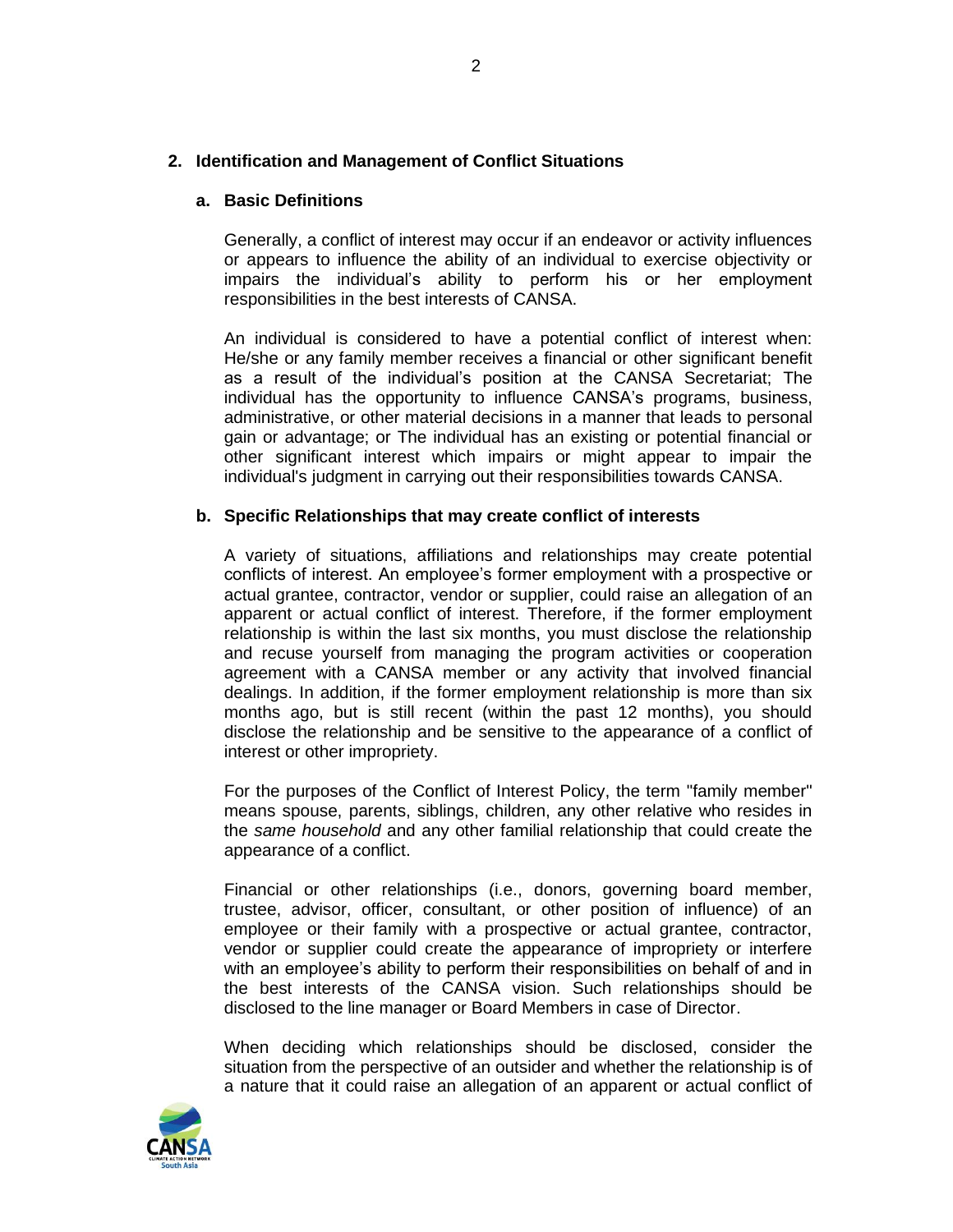## 2. Identification and Management of Conflict Situations

### a. Basic Definitions

Generally, a conflict of interest may occur if an endeavor or activity influences or appears to influence the ability of an individual to exercise objectivity or impairs the individual's ability to perform his or her employment responsibilities in the best interests of CANSA.

An individual is considered to have a potential conflict of interest when: He/she or any family member receives a financial or other significant benefit as a result of the individual's position at the CANSA Secretariat; The individual has the opportunity to influence CANSA's programs, business, administrative, or other material decisions in a manner that leads to personal gain or advantage; or The individual has an existing or potential financial or other significant interest which impairs or might appear to impair the individual's judgment in carrying out their responsibilities towards CANSA.

### b. Specific Relationships that may create conflict of interests

A variety of situations, affiliations and relationships may create potential conflicts of interest. An employee's former employment with a prospective or actual grantee, contractor, vendor or supplier, could raise an allegation of an apparent or actual conflict of interest. Therefore, if the former employment relationship is within the last six months, you must disclose the relationship and recuse yourself from managing the program activities or cooperation agreement with a CANSA member or any activity that involved financial dealings. In addition, if the former employment relationship is more than six months ago, but is still recent (within the past 12 months), you should disclose the relationship and be sensitive to the appearance of a conflict of interest or other impropriety.

For the purposes of the Conflict of Interest Policy, the term "family member" means spouse, parents, siblings, children, any other relative who resides in the *same household* and any other familial relationship that could create the appearance of a conflict.

Financial or other relationships (i.e., donors, governing board member, trustee, advisor, officer, consultant, or other position of influence) of an employee or their family with a prospective or actual grantee, contractor, vendor or supplier could create the appearance of impropriety or interfere with an employee's ability to perform their responsibilities on behalf of and in the best interests of the CANSA vision. Such relationships should be disclosed to the line manager or Board Members in case of Director.

When deciding which relationships should be disclosed, consider the situation from the perspective of an outsider and whether the relationship is of a nature that it could raise an allegation of an apparent or actual conflict of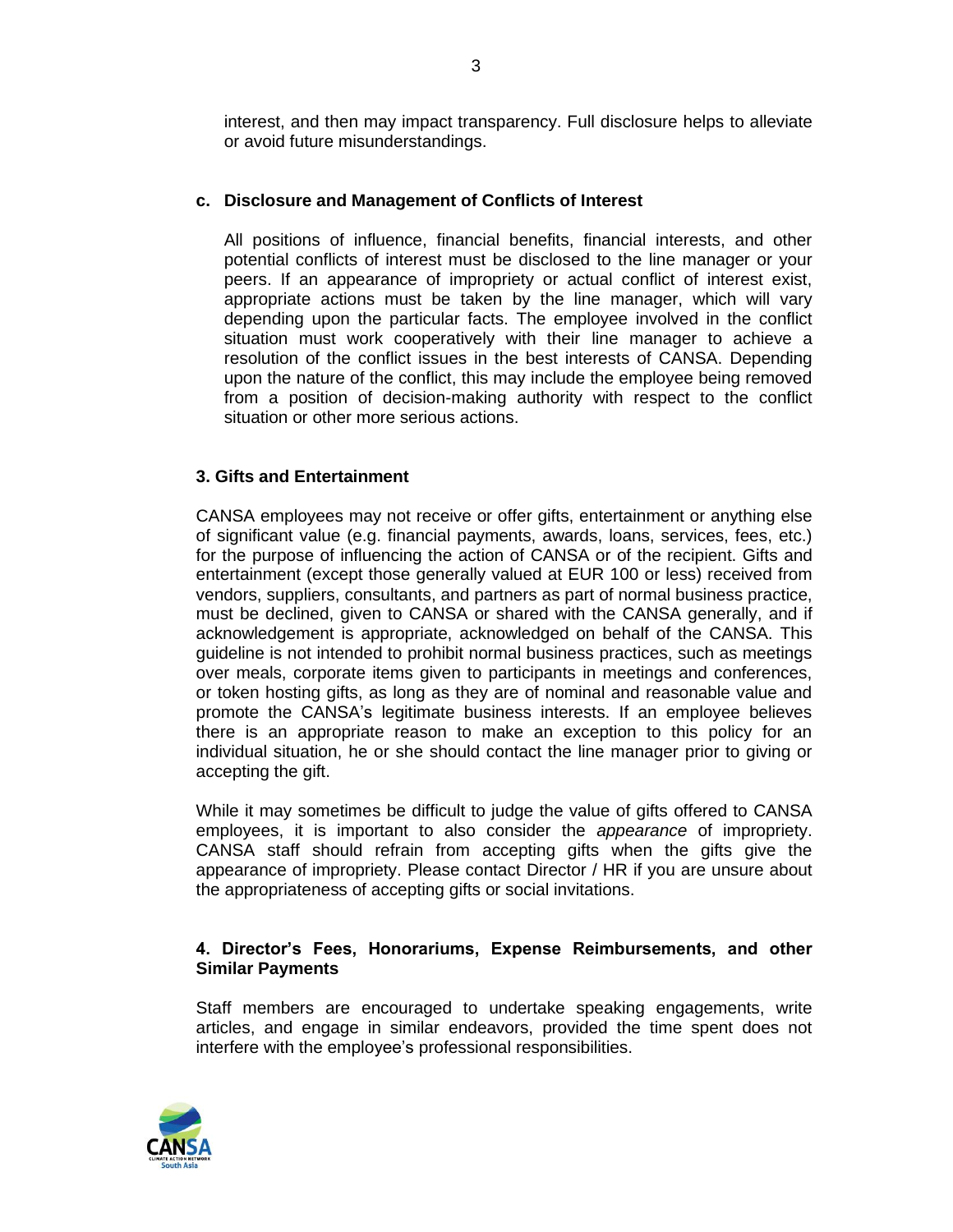interest, and then may impact transparency. Full disclosure helps to alleviate or avoid future misunderstandings.

**c. Disclosure and Management of Conflicts of Interest**

All positions of influence, financial benefits, financial interests, and other potential conflicts of interest must be disclosed to the line manager or your peers. If an appearance of impropriety or actual conflict of interest exist, appropriate actions must be taken by the line manager, which will vary depending upon the particular facts. The employee involved in the conflict situation must work cooperatively with their line manager to achieve a resolution of the conflict issues in the best interests of CANSA. Depending upon the nature of the conflict, this may include the employee being removed from a position of decision-making authority with respect to the conflict situation or other more serious actions.

## 3. Gifts and Entertainment

CANSA employees may not receive or offer gifts, entertainment or anything else of significant value (e.g. financial payments, awards, loans, services, fees, etc.) for the purpose of influencing the action of CANSA or of the recipient. Gifts and entertainment (except those generally valued at EUR 100 or less) received from vendors, suppliers, consultants, and partners as part of normal business practice, must be declined, given to CANSA or shared with the CANSA generally, and if acknowledgement is appropriate, acknowledged on behalf of the CANSA. This guideline is not intended to prohibit normal business practices, such as meetings over meals, corporate items given to participants in meetings and conferences, or token hosting gifts, as long as they are of nominal and reasonable value and promote the CANSA's legitimate business interests. If an employee believes there is an appropriate reason to make an exception to this policy for an individual situation, he or she should contact the line manager prior to giving or accepting the gift.

While it may sometimes be difficult to judge the value of gifts offered to CANSA employees, it is important to also consider the *appearance* of impropriety. CANSA staff should refrain from accepting gifts when the gifts give the appearance of impropriety. Please contact Director / HR if you are unsure about the appropriateness of accepting gifts or social invitations.

## 4. Director's Fees, Honorariums, Expense Reimbursements, and other Similar Payments

Staff members are encouraged to undertake speaking engagements, write articles, and engage in similar endeavors, provided the time spent does not interfere with the employee's professional responsibilities.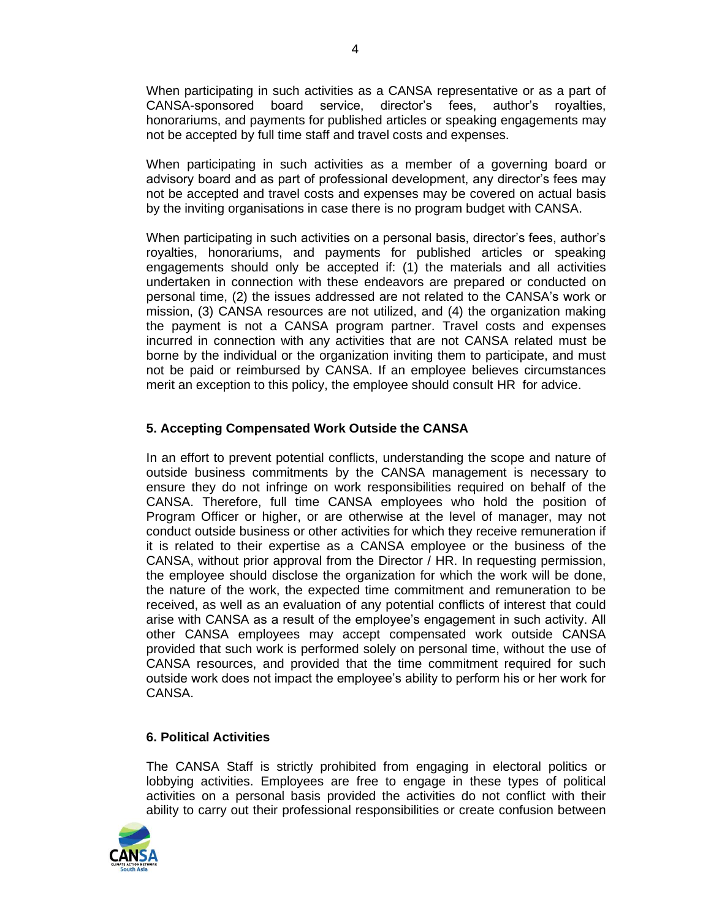When participating in such activities as a CANSA representative or as a part of CANSA-sponsored board service, director's fees, author's royalties, honorariums, and payments for published articles or speaking engagements may not be accepted by full time staff and travel costs and expenses.

When participating in such activities as a member of a governing board or advisory board and as part of professional development, any director's fees may not be accepted and travel costs and expenses may be covered on actual basis by the inviting organisations in case there is no program budget with CANSA.

When participating in such activities on a personal basis, director's fees, author's royalties, honorariums, and payments for published articles or speaking engagements should only be accepted if: (1) the materials and all activities undertaken in connection with these endeavors are prepared or conducted on personal time, (2) the issues addressed are not related to the CANSA's work or mission, (3) CANSA resources are not utilized, and (4) the organization making the payment is not a CANSA program partner. Travel costs and expenses incurred in connection with any activities that are not CANSA related must be borne by the individual or the organization inviting them to participate, and must not be paid or reimbursed by CANSA. If an employee believes circumstances merit an exception to this policy, the employee should consult HR for advice.

### 5. Accepting Compensated Work Outside the CANSA

In an effort to prevent potential conflicts, understanding the scope and nature of outside business commitments by the CANSA management is necessary to ensure they do not infringe on work responsibilities required on behalf of the CANSA. Therefore, full time CANSA employees who hold the position of Program Officer or higher, or are otherwise at the level of manager, may not conduct outside business or other activities for which they receive remuneration if it is related to their expertise as a CANSA employee or the business of the CANSA, without prior approval from the Director / HR. In requesting permission, the employee should disclose the organization for which the work will be done, the nature of the work, the expected time commitment and remuneration to be received, as well as an evaluation of any potential conflicts of interest that could arise with CANSA as a result of the employee's engagement in such activity. All other CANSA employees may accept compensated work outside CANSA provided that such work is performed solely on personal time, without the use of CANSA resources, and provided that the time commitment required for such outside work does not impact the employee's ability to perform his or her work for CANSA.

### 6. Political Activities

The CANSA Staff is strictly prohibited from engaging in electoral politics or lobbying activities. Employees are free to engage in these types of political activities on a personal basis provided the activities do not conflict with their ability to carry out their professional responsibilities or create confusion between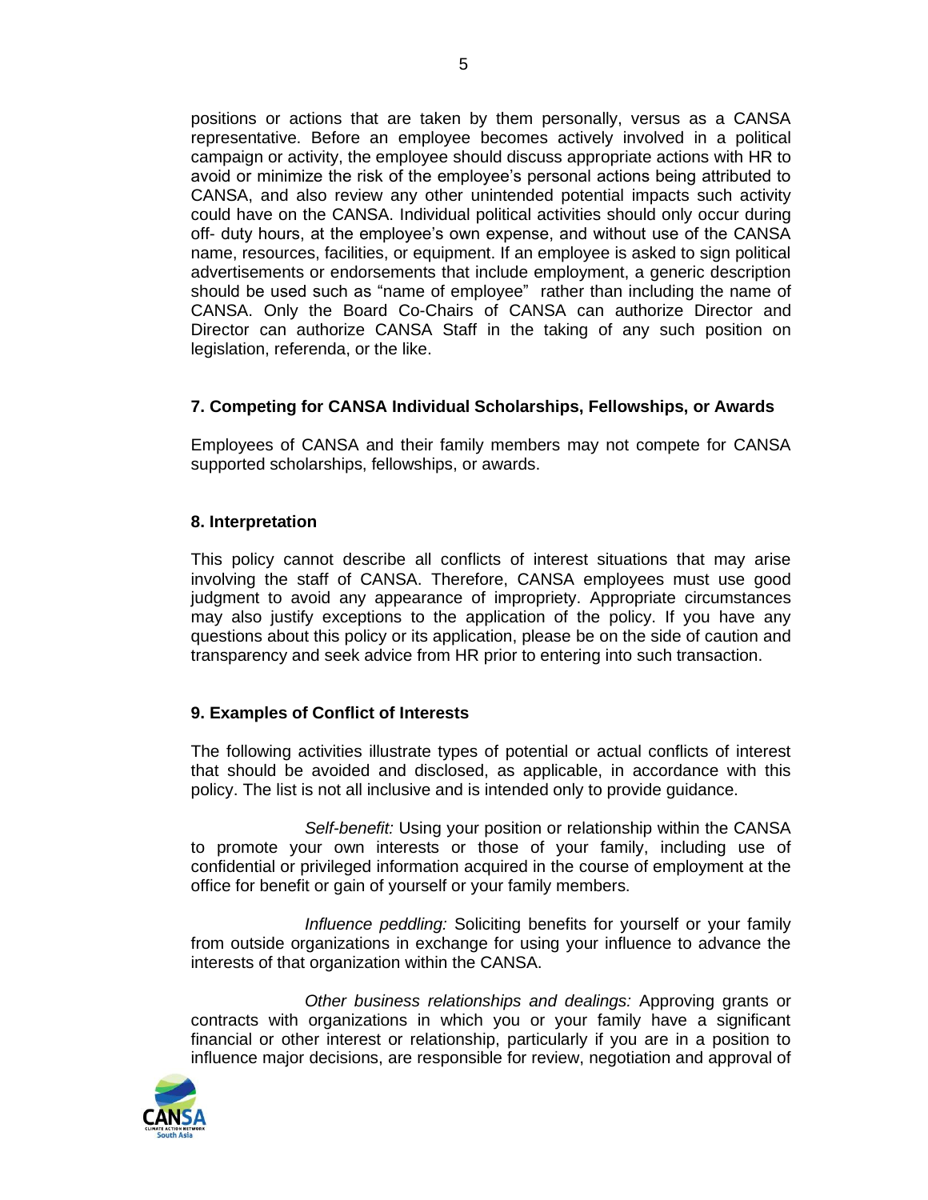positions or actions that are taken by them personally, versus as a CANSA representative. Before an employee becomes actively involved in a political campaign or activity, the employee should discuss appropriate actions with HR to avoid or minimize the risk of the employee's personal actions being attributed to CANSA, and also review any other unintended potential impacts such activity could have on the CANSA. Individual political activities should only occur during off- duty hours, at the employee's own expense, and without use of the CANSA name, resources, facilities, or equipment. If an employee is asked to sign political advertisements or endorsements that include employment, a generic description should be used such as "name of employee" rather than including the name of CANSA. Only the Board Co-Chairs of CANSA can authorize Director and Director can authorize CANSA Staff in the taking of any such position on legislation, referenda, or the like.

### 7. Competing for CANSA Individual Scholarships, Fellowships, or Awards

Employees of CANSA and their family members may not compete for CANSA supported scholarships, fellowships, or awards.

### 8. Interpretation

This policy cannot describe all conflicts of interest situations that may arise involving the staff of CANSA. Therefore, CANSA employees must use good judgment to avoid any appearance of impropriety. Appropriate circumstances may also justify exceptions to the application of the policy. If you have any questions about this policy or its application, please be on the side of caution and transparency and seek advice from HR prior to entering into such transaction.

### 9. Examples of Conflict of Interests

The following activities illustrate types of potential or actual conflicts of interest that should be avoided and disclosed, as applicable, in accordance with this policy. The list is not all inclusive and is intended only to provide guidance.

*Self-benefit:* Using your position or relationship within the CANSA to promote your own interests or those of your family, including use of confidential or privileged information acquired in the course of employment at the office for benefit or gain of yourself or your family members.

*Influence peddling:* Soliciting benefits for yourself or your family from outside organizations in exchange for using your influence to advance the interests of that organization within the CANSA.

*Other business relationships and dealings:* Approving grants or contracts with organizations in which you or your family have a significant financial or other interest or relationship, particularly if you are in a position to influence major decisions, are responsible for review, negotiation and approval of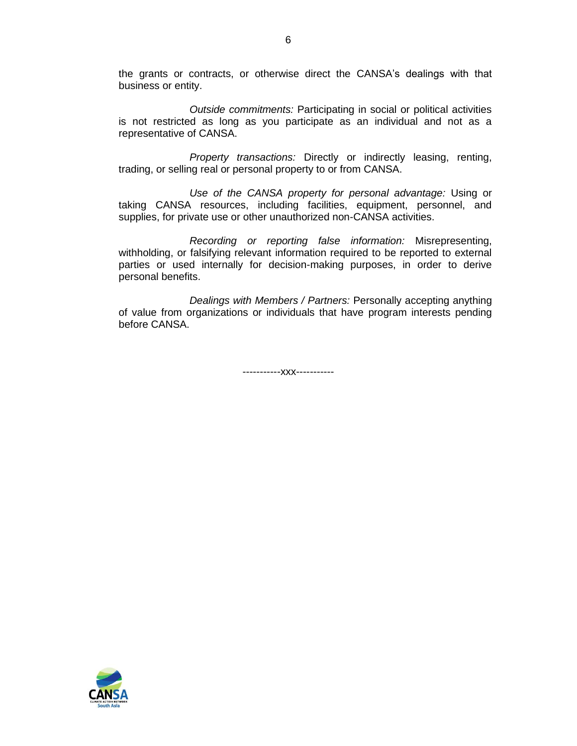the grants or contracts, or otherwise direct the CANSA's dealings with that business or entity.

*Outside commitments:* Participating in social or political activities is not restricted as long as you participate as an individual and not as a representative of CANSA.

*Property transactions:* Directly or indirectly leasing, renting, trading, or selling real or personal property to or from CANSA.

*Use of the CANSA property for personal advantage:* Using or taking CANSA resources, including facilities, equipment, personnel, and supplies, for private use or other unauthorized non-CANSA activities.

*Recording or reporting false information:* Misrepresenting, withholding, or falsifying relevant information required to be reported to external parties or used internally for decision-making purposes, in order to derive personal benefits.

*Dealings with Members / Partners:* Personally accepting anything of value from organizations or individuals that have program interests pending before CANSA.

-----------xxx-----------